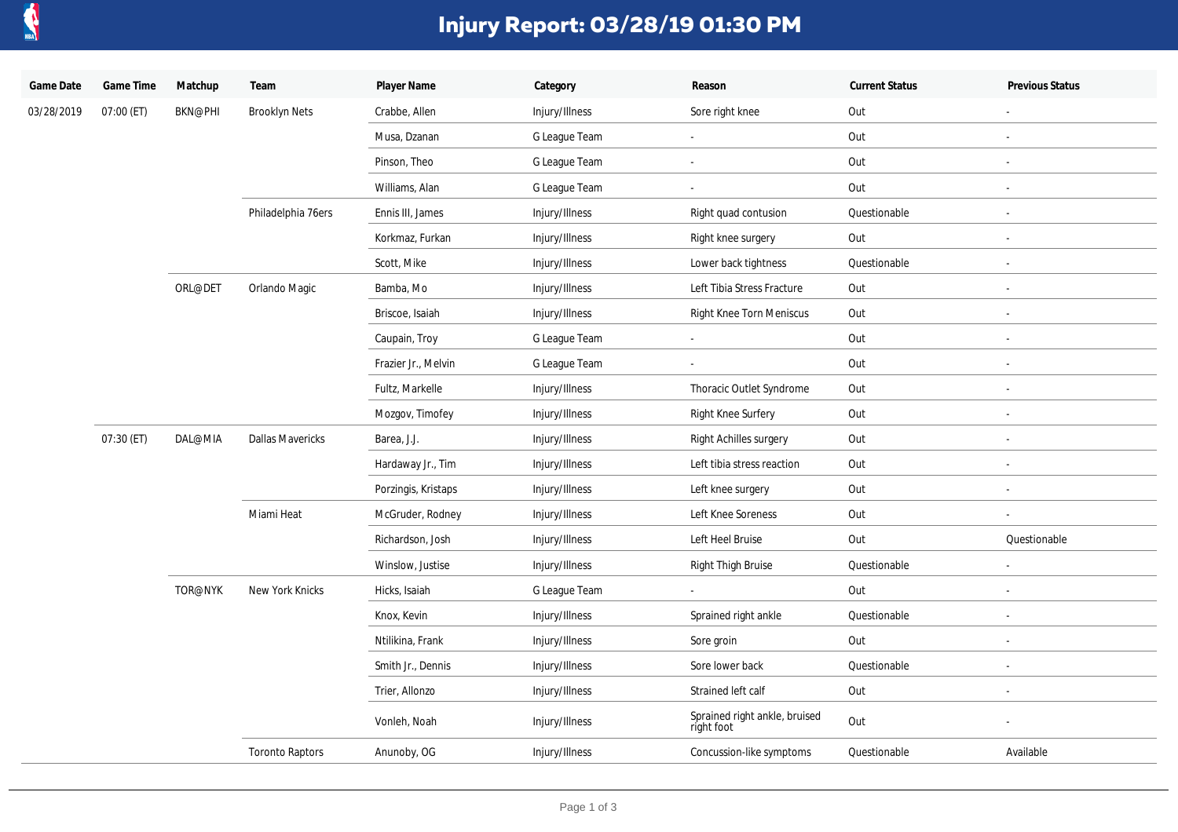# Injury Report: 03/28/19 01:30 PM

| Game Date | Game Time | Matchup | Team | Player Name | Category | Reason | Current Status | Previous Status |
|---|---|---|---|---|---|---|---|---|
| 03/28/2019 | 07:00 (ET) | BKN@PHI | Brooklyn Nets | Crabbe, Allen | Injury/Illness | Sore right knee | Out | - |
| | | | | Musa, Dzanan | G League Team | - | Out | - |
| | | | | Pinson, Theo | G League Team | - | Out | - |
| | | | | Williams, Alan | G League Team | - | Out | - |
| | | | Philadelphia 76ers | Ennis III, James | Injury/Illness | Right quad contusion | Questionable | - |
| | | | | Korkmaz, Furkan | Injury/Illness | Right knee surgery | Out | - |
| | | | | Scott, Mike | Injury/Illness | Lower back tightness | Questionable | - |
| | | ORL@DET | Orlando Magic | Bamba, Mo | Injury/Illness | Left Tibia Stress Fracture | Out | - |
| | | | | Briscoe, Isaiah | Injury/Illness | Right Knee Torn Meniscus | Out | - |
| | | | | Caupain, Troy | G League Team | - | Out | - |
| | | | | Frazier Jr., Melvin | G League Team | - | Out | - |
| | | | | Fultz, Markelle | Injury/Illness | Thoracic Outlet Syndrome | Out | - |
| | | | | Mozgov, Timofey | Injury/Illness | Right Knee Surfery | Out | - |
| | 07:30 (ET) | DAL@MIA | Dallas Mavericks | Barea, J.J. | Injury/Illness | Right Achilles surgery | Out | - |
| | | | | Hardaway Jr., Tim | Injury/Illness | Left tibia stress reaction | Out | - |
| | | | | Porzingis, Kristaps | Injury/Illness | Left knee surgery | Out | - |
| | | | Miami Heat | McGruder, Rodney | Injury/Illness | Left Knee Soreness | Out | - |
| | | | | Richardson, Josh | Injury/Illness | Left Heel Bruise | Out | Questionable |
| | | | | Winslow, Justise | Injury/Illness | Right Thigh Bruise | Questionable | - |
| | | TOR@NYK | New York Knicks | Hicks, Isaiah | G League Team | - | Out | - |
| | | | | Knox, Kevin | Injury/Illness | Sprained right ankle | Questionable | - |
| | | | | Ntilikina, Frank | Injury/Illness | Sore groin | Out | - |
| | | | | Smith Jr., Dennis | Injury/Illness | Sore lower back | Questionable | - |
| | | | | Trier, Allonzo | Injury/Illness | Strained left calf | Out | - |
| | | | | Vonleh, Noah | Injury/Illness | Sprained right ankle, bruised right foot | Out | - |
| | | | Toronto Raptors | Anunoby, OG | Injury/Illness | Concussion-like symptoms | Questionable | Available |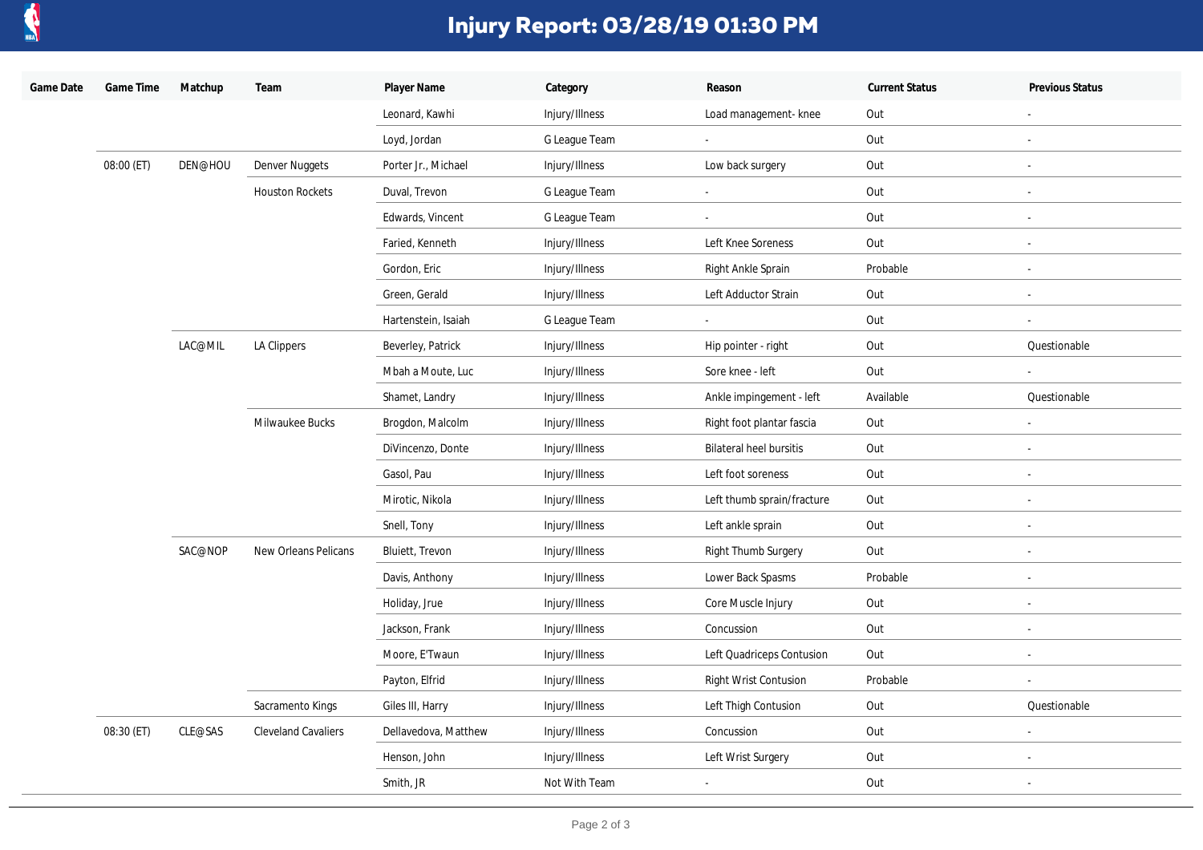# Injury Report: 03/28/19 01:30 PM

| Game Date | Game Time | Matchup | Team | Player Name | Category | Reason | Current Status | Previous Status |
|---|---|---|---|---|---|---|---|---|
| | | | | Leonard, Kawhi | Injury/Illness | Load management- knee | Out | - |
| | | | | Loyd, Jordan | G League Team | - | Out | - |
| | 08:00 (ET) | DEN@HOU | Denver Nuggets | Porter Jr., Michael | Injury/Illness | Low back surgery | Out | - |
| | | | Houston Rockets | Duval, Trevon | G League Team | - | Out | - |
| | | | | Edwards, Vincent | G League Team | - | Out | - |
| | | | | Faried, Kenneth | Injury/Illness | Left Knee Soreness | Out | - |
| | | | | Gordon, Eric | Injury/Illness | Right Ankle Sprain | Probable | - |
| | | | | Green, Gerald | Injury/Illness | Left Adductor Strain | Out | - |
| | | | | Hartenstein, Isaiah | G League Team | - | Out | - |
| | | LAC@MIL | LA Clippers | Beverley, Patrick | Injury/Illness | Hip pointer - right | Out | Questionable |
| | | | | Mbah a Moute, Luc | Injury/Illness | Sore knee - left | Out | - |
| | | | | Shamet, Landry | Injury/Illness | Ankle impingement - left | Available | Questionable |
| | | | Milwaukee Bucks | Brogdon, Malcolm | Injury/Illness | Right foot plantar fascia | Out | - |
| | | | | DiVincenzo, Donte | Injury/Illness | Bilateral heel bursitis | Out | - |
| | | | | Gasol, Pau | Injury/Illness | Left foot soreness | Out | - |
| | | | | Mirotic, Nikola | Injury/Illness | Left thumb sprain/fracture | Out | - |
| | | | | Snell, Tony | Injury/Illness | Left ankle sprain | Out | - |
| | | SAC@NOP | New Orleans Pelicans | Bluiett, Trevon | Injury/Illness | Right Thumb Surgery | Out | - |
| | | | | Davis, Anthony | Injury/Illness | Lower Back Spasms | Probable | - |
| | | | | Holiday, Jrue | Injury/Illness | Core Muscle Injury | Out | - |
| | | | | Jackson, Frank | Injury/Illness | Concussion | Out | - |
| | | | | Moore, E'Twaun | Injury/Illness | Left Quadriceps Contusion | Out | - |
| | | | | Payton, Elfrid | Injury/Illness | Right Wrist Contusion | Probable | - |
| | | | Sacramento Kings | Giles III, Harry | Injury/Illness | Left Thigh Contusion | Out | Questionable |
| | 08:30 (ET) | CLE@SAS | Cleveland Cavaliers | Dellavedova, Matthew | Injury/Illness | Concussion | Out | - |
| | | | | Henson, John | Injury/Illness | Left Wrist Surgery | Out | - |
| | | | | Smith, JR | Not With Team | - | Out | - |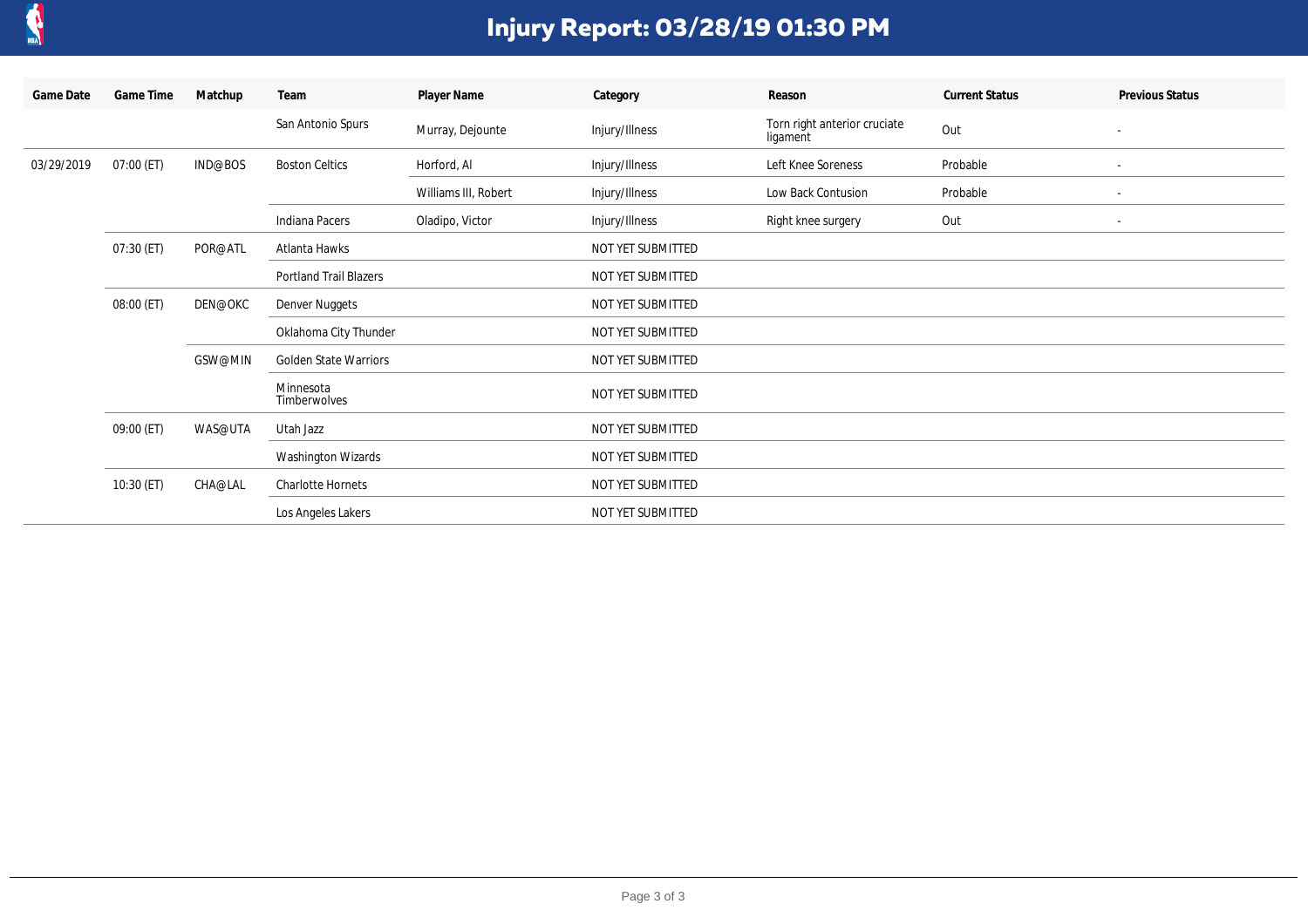# Injury Report: 03/28/19 01:30 PM

| Game Date | Game Time | Matchup | Team | Player Name | Category | Reason | Current Status | Previous Status |
|---|---|---|---|---|---|---|---|---|
| | | | San Antonio Spurs | Murray, Dejounte | Injury/Illness | Torn right anterior cruciate ligament | Out | - |
| 03/29/2019 | 07:00 (ET) | IND@BOS | Boston Celtics | Horford, Al | Injury/Illness | Left Knee Soreness | Probable | - |
| | | | | Williams III, Robert | Injury/Illness | Low Back Contusion | Probable | - |
| | | | Indiana Pacers | Oladipo, Victor | Injury/Illness | Right knee surgery | Out | - |
| | 07:30 (ET) | POR@ATL | Atlanta Hawks | | NOT YET SUBMITTED | | | |
| | | | Portland Trail Blazers | | NOT YET SUBMITTED | | | |
| | 08:00 (ET) | DEN@OKC | Denver Nuggets | | NOT YET SUBMITTED | | | |
| | | | Oklahoma City Thunder | | NOT YET SUBMITTED | | | |
| | | GSW@MIN | Golden State Warriors | | NOT YET SUBMITTED | | | |
| | | | Minnesota Timberwolves | | NOT YET SUBMITTED | | | |
| | 09:00 (ET) | WAS@UTA | Utah Jazz | | NOT YET SUBMITTED | | | |
| | | | Washington Wizards | | NOT YET SUBMITTED | | | |
| | 10:30 (ET) | CHA@LAL | Charlotte Hornets | | NOT YET SUBMITTED | | | |
| | | | Los Angeles Lakers | | NOT YET SUBMITTED | | | |